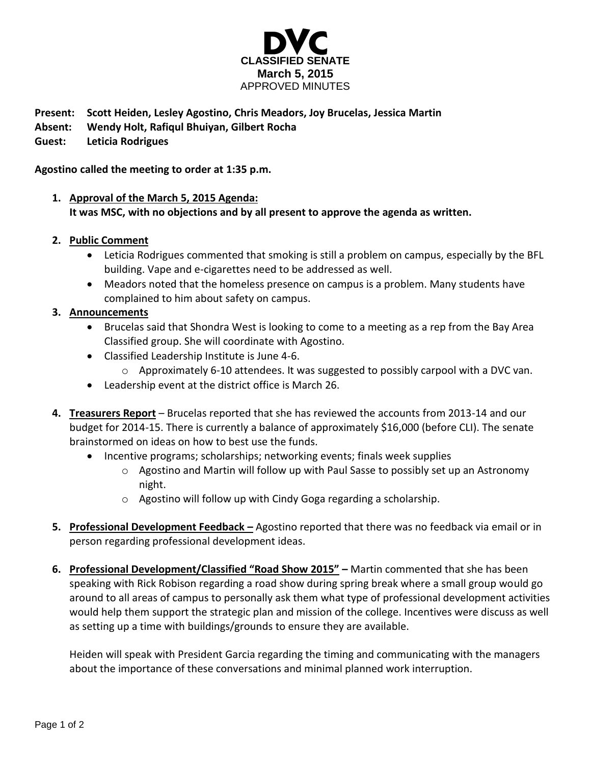# DVC

## CLASSIFIED SENATE

**March 5, 2015**

APPROVED MINUTES

**Present:** **Scott Heiden, Lesley Agostino, Chris Meadors, Joy Brucelas, Jessica Martin**
**Absent:** **Wendy Holt, Rafiqul Bhuiyan, Gilbert Rocha**
**Guest:** **Leticia Rodrigues**

**Agostino called the meeting to order at 1:35 p.m.**

1. **Approval of the March 5, 2015 Agenda:**
   **It was MSC, with no objections and by all present to approve the agenda as written.**

2. **Public Comment**
   - Leticia Rodrigues commented that smoking is still a problem on campus, especially by the BFL building. Vape and e-cigarettes need to be addressed as well.
   - Meadors noted that the homeless presence on campus is a problem. Many students have complained to him about safety on campus.

3. **Announcements**
   - Brucelas said that Shondra West is looking to come to a meeting as a rep from the Bay Area Classified group. She will coordinate with Agostino.
   - Classified Leadership Institute is June 4-6.
     - Approximately 6-10 attendees. It was suggested to possibly carpool with a DVC van.
   - Leadership event at the district office is March 26.

4. **Treasurers Report** – Brucelas reported that she has reviewed the accounts from 2013-14 and our budget for 2014-15. There is currently a balance of approximately $16,000 (before CLI). The senate brainstormed on ideas on how to best use the funds.
   - Incentive programs; scholarships; networking events; finals week supplies
     - Agostino and Martin will follow up with Paul Sasse to possibly set up an Astronomy night.
     - Agostino will follow up with Cindy Goga regarding a scholarship.

5. **Professional Development Feedback –** Agostino reported that there was no feedback via email or in person regarding professional development ideas.

6. **Professional Development/Classified "Road Show 2015" –** Martin commented that she has been speaking with Rick Robison regarding a road show during spring break where a small group would go around to all areas of campus to personally ask them what type of professional development activities would help them support the strategic plan and mission of the college. Incentives were discuss as well as setting up a time with buildings/grounds to ensure they are available.

   Heiden will speak with President Garcia regarding the timing and communicating with the managers about the importance of these conversations and minimal planned work interruption.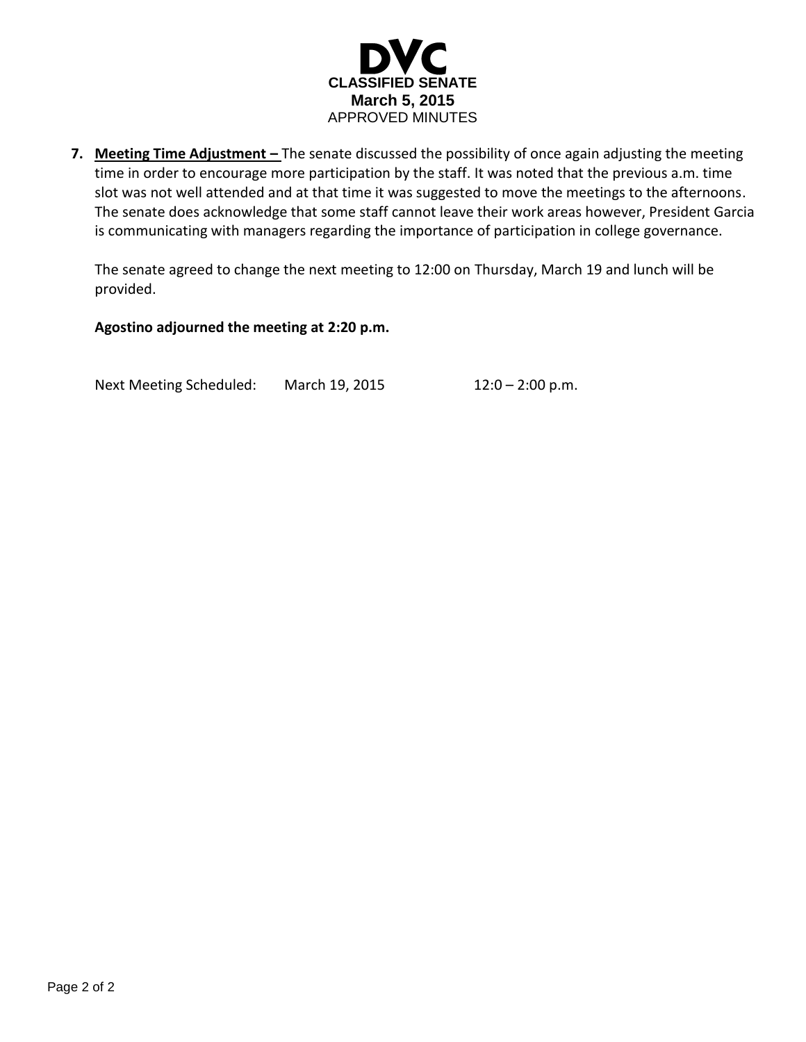**DVC**
**CLASSIFIED SENATE**
**March 5, 2015**
APPROVED MINUTES

7. **Meeting Time Adjustment –** The senate discussed the possibility of once again adjusting the meeting time in order to encourage more participation by the staff. It was noted that the previous a.m. time slot was not well attended and at that time it was suggested to move the meetings to the afternoons. The senate does acknowledge that some staff cannot leave their work areas however, President Garcia is communicating with managers regarding the importance of participation in college governance.

   The senate agreed to change the next meeting to 12:00 on Thursday, March 19 and lunch will be provided.

   **Agostino adjourned the meeting at 2:20 p.m.**

   Next Meeting Scheduled: March 19, 2015 12:0 – 2:00 p.m.